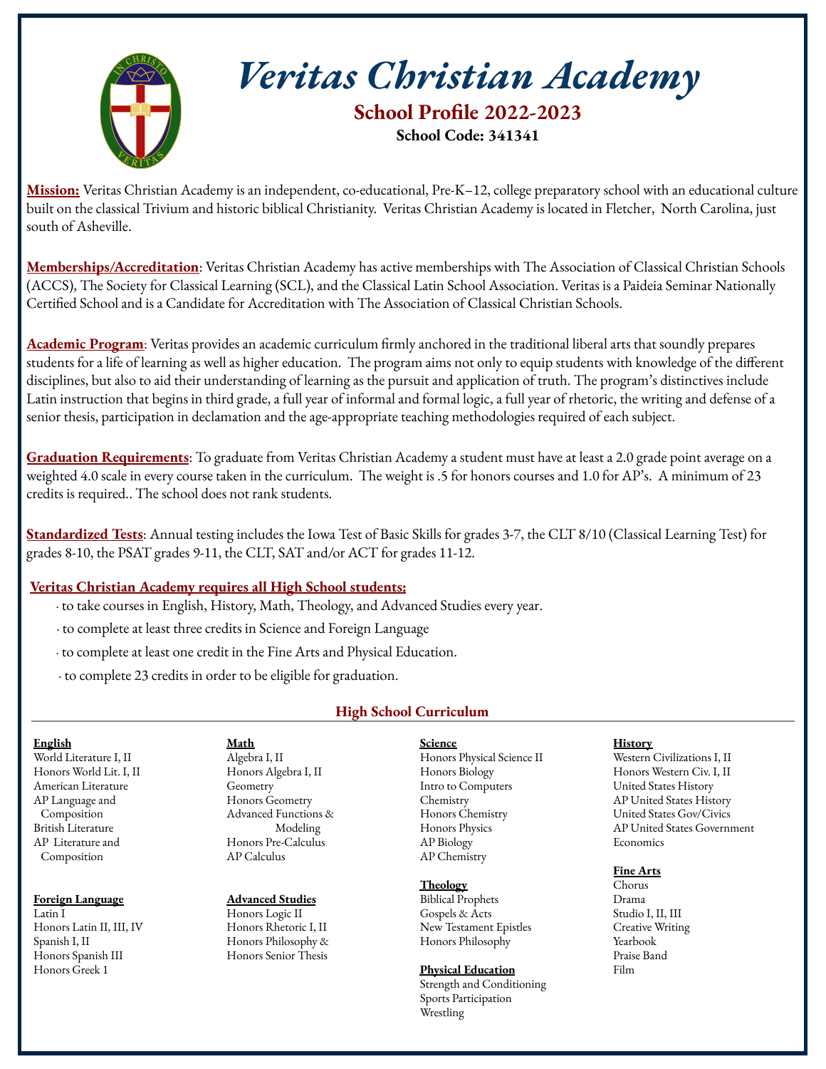# Veritas Christian Academy

## School Profile 2022-2023

**School Code: 341341**

**Mission:** Veritas Christian Academy is an independent, co-educational, Pre-K–12, college preparatory school with an educational culture built on the classical Trivium and historic biblical Christianity. Veritas Christian Academy is located in Fletcher, North Carolina, just south of Asheville.

**Memberships/Accreditation**: Veritas Christian Academy has active memberships with The Association of Classical Christian Schools (ACCS), The Society for Classical Learning (SCL), and the Classical Latin School Association. Veritas is a Paideia Seminar Nationally Certified School and is a Candidate for Accreditation with The Association of Classical Christian Schools.

**Academic Program**: Veritas provides an academic curriculum firmly anchored in the traditional liberal arts that soundly prepares students for a life of learning as well as higher education. The program aims not only to equip students with knowledge of the different disciplines, but also to aid their understanding of learning as the pursuit and application of truth. The program's distinctives include Latin instruction that begins in third grade, a full year of informal and formal logic, a full year of rhetoric, the writing and defense of a senior thesis, participation in declamation and the age-appropriate teaching methodologies required of each subject.

**Graduation Requirements**: To graduate from Veritas Christian Academy a student must have at least a 2.0 grade point average on a weighted 4.0 scale in every course taken in the curriculum. The weight is .5 for honors courses and 1.0 for AP's. A minimum of 23 credits is required.. The school does not rank students.

**Standardized Tests**: Annual testing includes the Iowa Test of Basic Skills for grades 3-7, the CLT 8/10 (Classical Learning Test) for grades 8-10, the PSAT grades 9-11, the CLT, SAT and/or ACT for grades 11-12.

**Veritas Christian Academy requires all High School students:**

- to take courses in English, History, Math, Theology, and Advanced Studies every year.
- to complete at least three credits in Science and Foreign Language
- to complete at least one credit in the Fine Arts and Physical Education.
- to complete 23 credits in order to be eligible for graduation.

## High School Curriculum

**English**
- World Literature I, II
- Honors World Lit. I, II
- American Literature
- AP Language and Composition
- British Literature
- AP Literature and Composition

**Foreign Language**
- Latin I
- Honors Latin II, III, IV
- Spanish I, II
- Honors Spanish III
- Honors Greek 1

**Math**
- Algebra I, II
- Honors Algebra I, II
- Geometry
- Honors Geometry
- Advanced Functions & Modeling
- Honors Pre-Calculus
- AP Calculus

**Advanced Studies**
- Honors Logic II
- Honors Rhetoric I, II
- Honors Philosophy & Honors Senior Thesis

**Science**
- Honors Physical Science II
- Honors Biology
- Intro to Computers
- Chemistry
- Honors Chemistry
- Honors Physics
- AP Biology
- AP Chemistry

**Theology**
- Biblical Prophets
- Gospels & Acts
- New Testament Epistles
- Honors Philosophy

**Physical Education**
- Strength and Conditioning
- Sports Participation
- Wrestling

**History**
- Western Civilizations I, II
- Honors Western Civ. I, II
- United States History
- AP United States History
- United States Gov/Civics
- AP United States Government
- Economics

**Fine Arts**
- Chorus
- Drama
- Studio I, II, III
- Creative Writing
- Yearbook
- Praise Band
- Film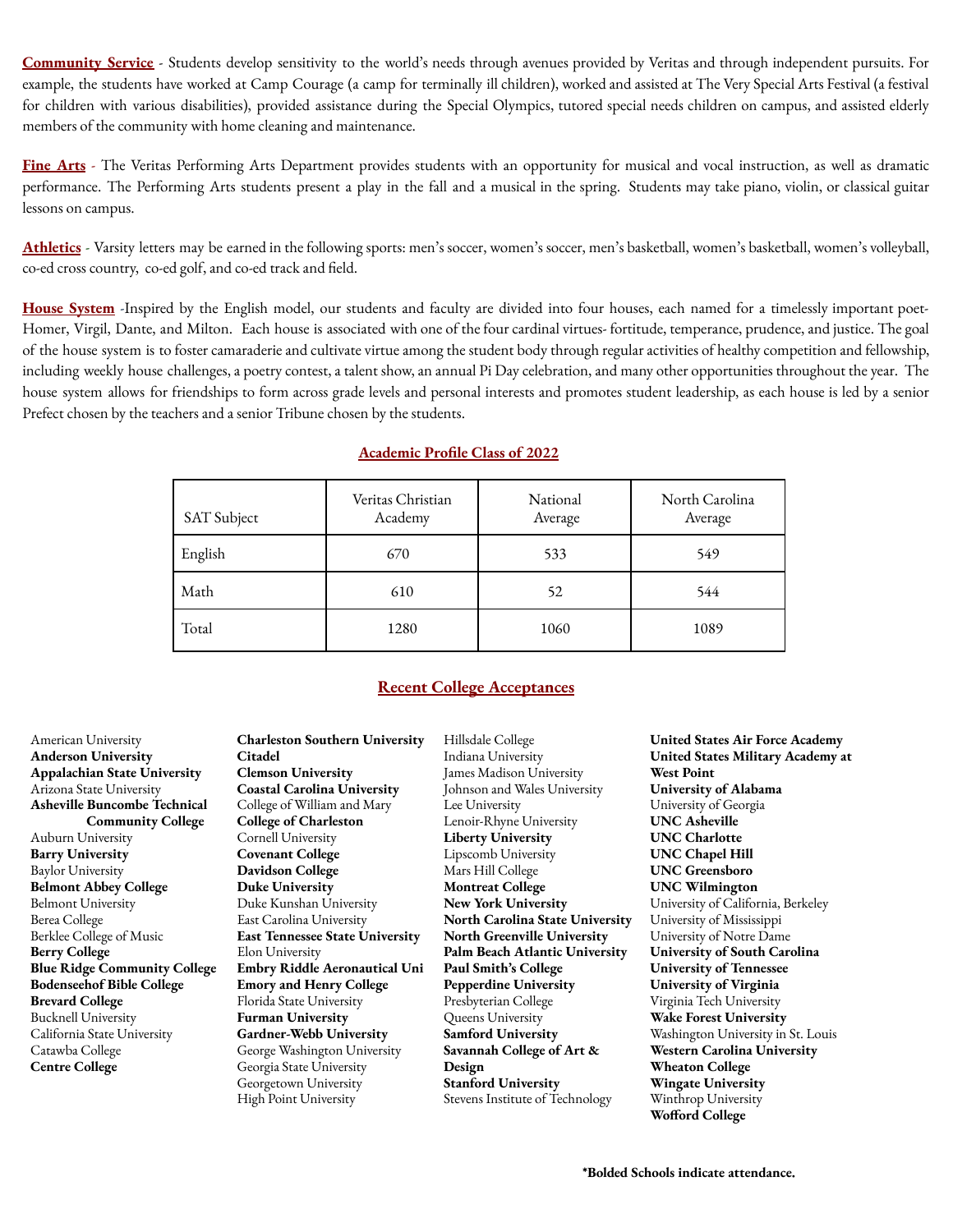**Community Service** - Students develop sensitivity to the world's needs through avenues provided by Veritas and through independent pursuits. For example, the students have worked at Camp Courage (a camp for terminally ill children), worked and assisted at The Very Special Arts Festival (a festival for children with various disabilities), provided assistance during the Special Olympics, tutored special needs children on campus, and assisted elderly members of the community with home cleaning and maintenance.

**Fine Arts** - The Veritas Performing Arts Department provides students with an opportunity for musical and vocal instruction, as well as dramatic performance. The Performing Arts students present a play in the fall and a musical in the spring. Students may take piano, violin, or classical guitar lessons on campus.

**Athletics** - Varsity letters may be earned in the following sports: men's soccer, women's soccer, men's basketball, women's basketball, women's volleyball, co-ed cross country, co-ed golf, and co-ed track and field.

**House System** -Inspired by the English model, our students and faculty are divided into four houses, each named for a timelessly important poet- Homer, Virgil, Dante, and Milton. Each house is associated with one of the four cardinal virtues- fortitude, temperance, prudence, and justice. The goal of the house system is to foster camaraderie and cultivate virtue among the student body through regular activities of healthy competition and fellowship, including weekly house challenges, a poetry contest, a talent show, an annual Pi Day celebration, and many other opportunities throughout the year. The house system allows for friendships to form across grade levels and personal interests and promotes student leadership, as each house is led by a senior Prefect chosen by the teachers and a senior Tribune chosen by the students.

## Academic Profile Class of 2022

| SAT Subject | Veritas Christian Academy | National Average | North Carolina Average |
|---|---|---|---|
| English | 670 | 533 | 549 |
| Math | 610 | 52 | 544 |
| Total | 1280 | 1060 | 1089 |

## Recent College Acceptances

American University
**Anderson University**
**Appalachian State University**
Arizona State University
**Asheville Buncombe Technical Community College**
Auburn University
**Barry University**
Baylor University
**Belmont Abbey College**
Belmont University
Berea College
Berklee College of Music
**Berry College**
**Blue Ridge Community College**
**Bodenseehof Bible College**
**Brevard College**
Bucknell University
California State University
Catawba College
**Centre College**
**Charleston Southern University**
**Citadel**
**Clemson University**
**Coastal Carolina University**
College of William and Mary
**College of Charleston**
Cornell University
**Covenant College**
**Davidson College**
**Duke University**
Duke Kunshan University
East Carolina University
**East Tennessee State University**
Elon University
**Embry Riddle Aeronautical Uni**
**Emory and Henry College**
Florida State University
**Furman University**
**Gardner-Webb University**
George Washington University
Georgia State University
Georgetown University
High Point University
Hillsdale College
Indiana University
James Madison University
Johnson and Wales University
Lee University
Lenoir-Rhyne University
**Liberty University**
Lipscomb University
Mars Hill College
**Montreat College**
**New York University**
**North Carolina State University**
**North Greenville University**
**Palm Beach Atlantic University**
**Paul Smith's College**
**Pepperdine University**
Presbyterian College
Queens University
**Samford University**
**Savannah College of Art & Design**
**Stanford University**
Stevens Institute of Technology
**United States Air Force Academy**
**United States Military Academy at West Point**
**University of Alabama**
University of Georgia
**UNC Asheville**
**UNC Charlotte**
**UNC Chapel Hill**
**UNC Greensboro**
**UNC Wilmington**
University of California, Berkeley
University of Mississippi
University of Notre Dame
**University of South Carolina**
**University of Tennessee**
**University of Virgina**
Virginia Tech University
**Wake Forest University**
Washington University in St. Louis
**Western Carolina University**
**Wheaton College**
**Wingate University**
Winthrop University
**Wofford College**

***Bolded Schools indicate attendance.**